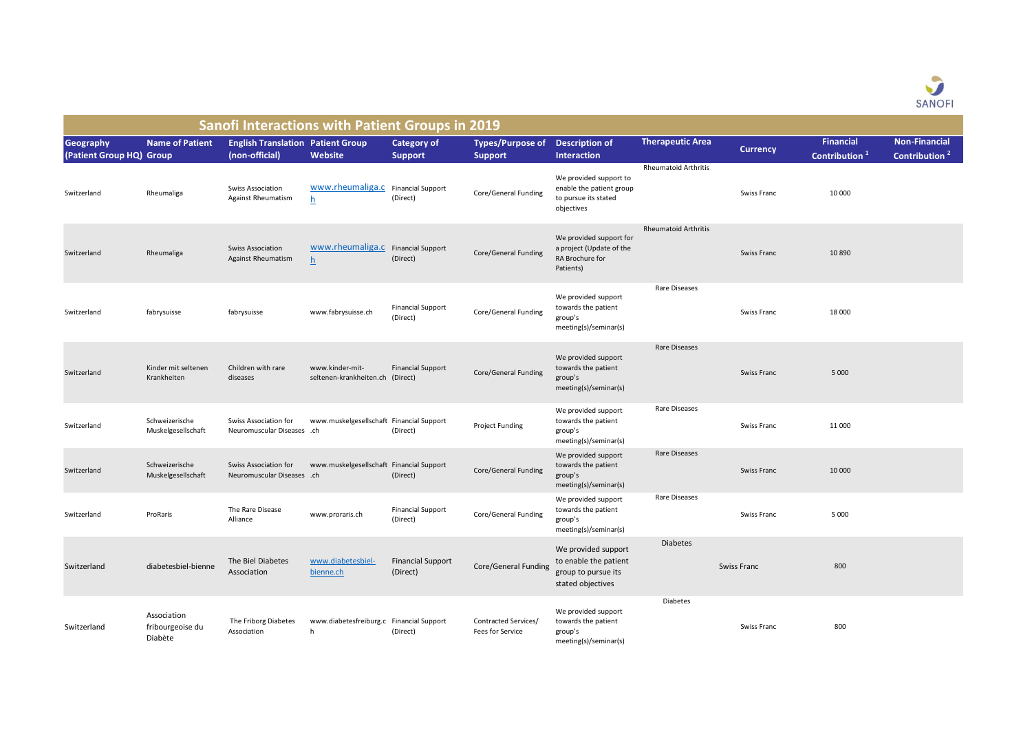# Sanofi Interactions with Patient Groups in 2019

| Geography (Patient Group HQ) | Name of Patient Group | English Translation (non-official) | Patient Group Website | Category of Support | Types/Purpose of Support | Description of Interaction | Therapeutic Area | Currency | Financial Contribution [1] | Non-Financial Contribution [2] |
|---|---|---|---|---|---|---|---|---|---|---|
| Switzerland | Rheumaliga | Swiss Association Against Rheumatism | www.rheumaliga.ch | Financial Support (Direct) | Core/General Funding | We provided support to enable the patient group to pursue its stated objectives | Rheumatoid Arthritis | Swiss Franc | 10 000 | |
| Switzerland | Rheumaliga | Swiss Association Against Rheumatism | www.rheumaliga.ch | Financial Support (Direct) | Core/General Funding | We provided support for a project (Update of the RA Brochure for Patients) | Rheumatoid Arthritis | Swiss Franc | 10 890 | |
| Switzerland | fabrysuisse | fabrysuisse | www.fabrysuisse.ch | Financial Support (Direct) | Core/General Funding | We provided support towards the patient group's meeting(s)/seminar(s) | Rare Diseases | Swiss Franc | 18 000 | |
| Switzerland | Kinder mit seltenen Krankheiten | Children with rare diseases | www.kinder-mit-seltenen-krankheiten.ch | Financial Support (Direct) | Core/General Funding | We provided support towards the patient group's meeting(s)/seminar(s) | Rare Diseases | Swiss Franc | 5 000 | |
| Switzerland | Schweizerische Muskelgesellschaft | Swiss Association for Neuromuscular Diseases | www.muskelgesellschaft.ch | Financial Support (Direct) | Project Funding | We provided support towards the patient group's meeting(s)/seminar(s) | Rare Diseases | Swiss Franc | 11 000 | |
| Switzerland | Schweizerische Muskelgesellschaft | Swiss Association for Neuromuscular Diseases | www.muskelgesellschaft.ch | Financial Support (Direct) | Core/General Funding | We provided support towards the patient group's meeting(s)/seminar(s) | Rare Diseases | Swiss Franc | 10 000 | |
| Switzerland | ProRaris | The Rare Disease Alliance | www.proraris.ch | Financial Support (Direct) | Core/General Funding | We provided support towards the patient group's meeting(s)/seminar(s) | Rare Diseases | Swiss Franc | 5 000 | |
| Switzerland | diabetesbiel-bienne | The Biel Diabetes Association | www.diabetesbiel-bienne.ch | Financial Support (Direct) | Core/General Funding | We provided support to enable the patient group to pursue its stated objectives | Diabetes | Swiss Franc | 800 | |
| Switzerland | Association fribourgeoise du Diabète | The Friborg Diabetes Association | www.diabetesfreiburg.ch | Financial Support (Direct) | Contracted Services/ Fees for Service | We provided support towards the patient group's meeting(s)/seminar(s) | Diabetes | Swiss Franc | 800 | |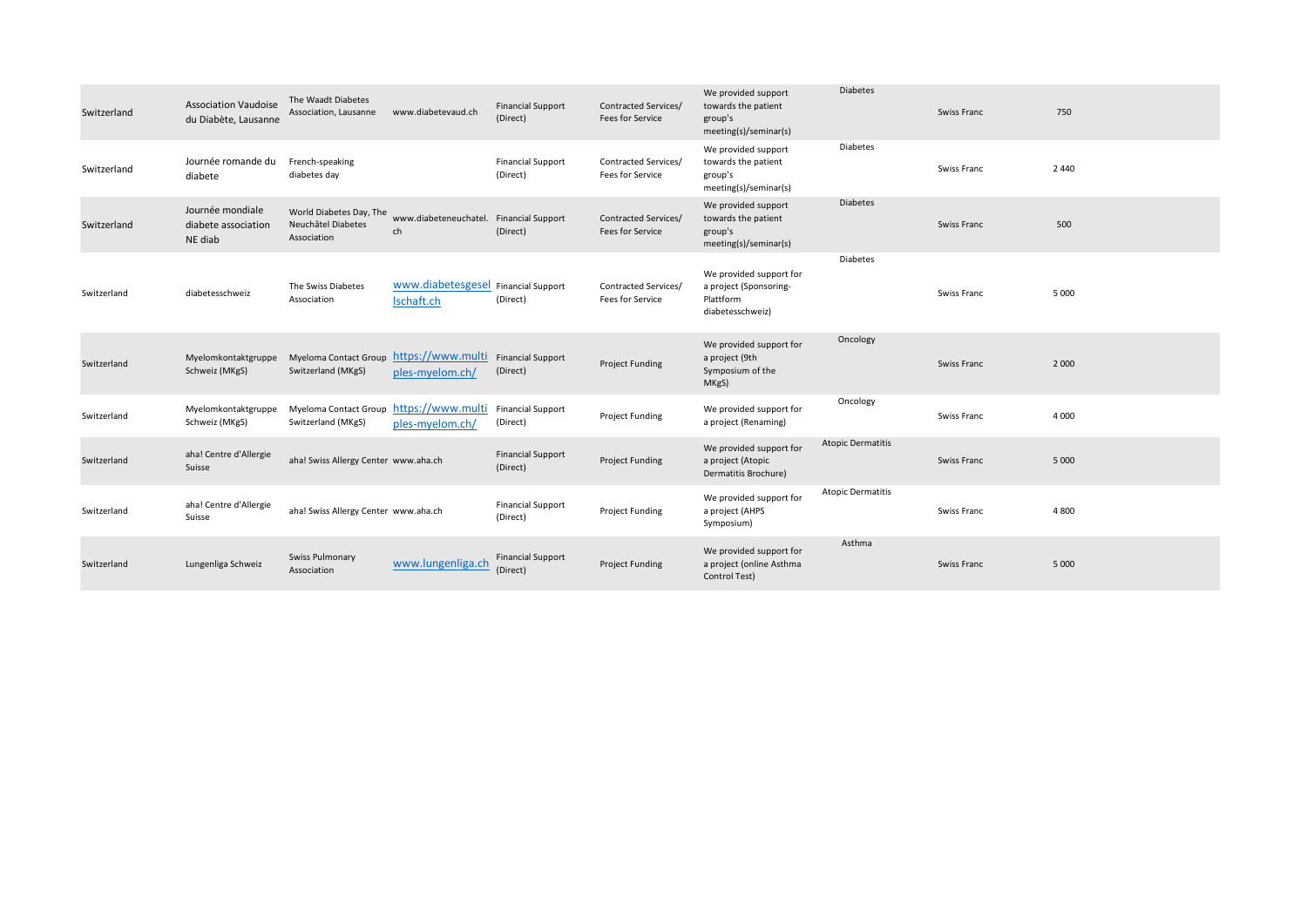| | | | | | | | | | |
|---|---|---|---|---|---|---|---|---|---|
| Switzerland | Association Vaudoise du Diabète, Lausanne | The Waadt Diabetes Association, Lausanne | www.diabetevaud.ch | Financial Support (Direct) | Contracted Services/ Fees for Service | We provided support towards the patient group's meeting(s)/seminar(s) | Diabetes | Swiss Franc | 750 |
| Switzerland | Journée romande du diabete | French-speaking diabetes day | | Financial Support (Direct) | Contracted Services/ Fees for Service | We provided support towards the patient group's meeting(s)/seminar(s) | Diabetes | Swiss Franc | 2 440 |
| Switzerland | Journée mondiale diabete association NE diab | World Diabetes Day, The Neuchâtel Diabetes Association | www.diabeteneuchatel.ch | Financial Support (Direct) | Contracted Services/ Fees for Service | We provided support towards the patient group's meeting(s)/seminar(s) | Diabetes | Swiss Franc | 500 |
| Switzerland | diabetesschweiz | The Swiss Diabetes Association | www.diabetesgesellschaft.ch | Financial Support (Direct) | Contracted Services/ Fees for Service | We provided support for a project (Sponsoring-Plattform diabetesschweiz) | Diabetes | Swiss Franc | 5 000 |
| Switzerland | Myelomkontaktgruppe Schweiz (MKgS) | Myeloma Contact Group Switzerland (MKgS) | https://www.multiples-myelom.ch/ | Financial Support (Direct) | Project Funding | We provided support for a project (9th Symposium of the MKgS) | Oncology | Swiss Franc | 2 000 |
| Switzerland | Myelomkontaktgruppe Schweiz (MKgS) | Myeloma Contact Group Switzerland (MKgS) | https://www.multiples-myelom.ch/ | Financial Support (Direct) | Project Funding | We provided support for a project (Renaming) | Oncology | Swiss Franc | 4 000 |
| Switzerland | aha! Centre d'Allergie Suisse | aha! Swiss Allergy Center | www.aha.ch | Financial Support (Direct) | Project Funding | We provided support for a project (Atopic Dermatitis Brochure) | Atopic Dermatitis | Swiss Franc | 5 000 |
| Switzerland | aha! Centre d'Allergie Suisse | aha! Swiss Allergy Center | www.aha.ch | Financial Support (Direct) | Project Funding | We provided support for a project (AHPS Symposium) | Atopic Dermatitis | Swiss Franc | 4 800 |
| Switzerland | Lungenliga Schweiz | Swiss Pulmonary Association | www.lungenliga.ch | Financial Support (Direct) | Project Funding | We provided support for a project (online Asthma Control Test) | Asthma | Swiss Franc | 5 000 |